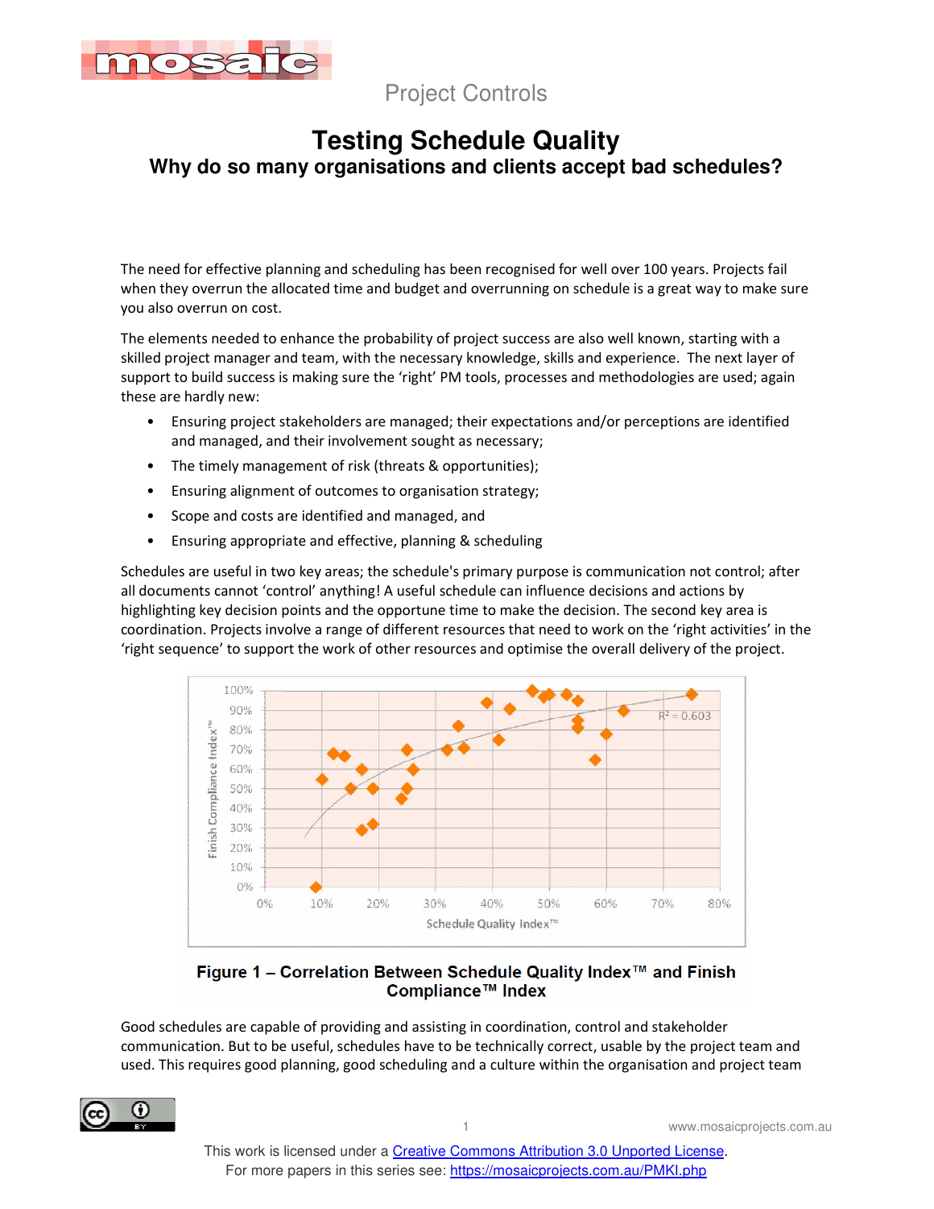Project Controls

# Testing Schedule Quality

## Why do so many organisations and clients accept bad schedules?

The need for effective planning and scheduling has been recognised for well over 100 years. Projects fail when they overrun the allocated time and budget and overrunning on schedule is a great way to make sure you also overrun on cost.

The elements needed to enhance the probability of project success are also well known, starting with a skilled project manager and team, with the necessary knowledge, skills and experience. The next layer of support to build success is making sure the 'right' PM tools, processes and methodologies are used; again these are hardly new:

- Ensuring project stakeholders are managed; their expectations and/or perceptions are identified and managed, and their involvement sought as necessary;
- The timely management of risk (threats & opportunities);
- Ensuring alignment of outcomes to organisation strategy;
- Scope and costs are identified and managed, and
- Ensuring appropriate and effective, planning & scheduling

Schedules are useful in two key areas; the schedule's primary purpose is communication not control; after all documents cannot 'control' anything! A useful schedule can influence decisions and actions by highlighting key decision points and the opportune time to make the decision. The second key area is coordination. Projects involve a range of different resources that need to work on the 'right activities' in the 'right sequence' to support the work of other resources and optimise the overall delivery of the project.

**Figure 1 – Correlation Between Schedule Quality Index™ and Finish Compliance™ Index**

Good schedules are capable of providing and assisting in coordination, control and stakeholder communication. But to be useful, schedules have to be technically correct, usable by the project team and used. This requires good planning, good scheduling and a culture within the organisation and project team

This work is licensed under a Creative Commons Attribution 3.0 Unported License.
For more papers in this series see: https://mosaicprojects.com.au/PMKI.php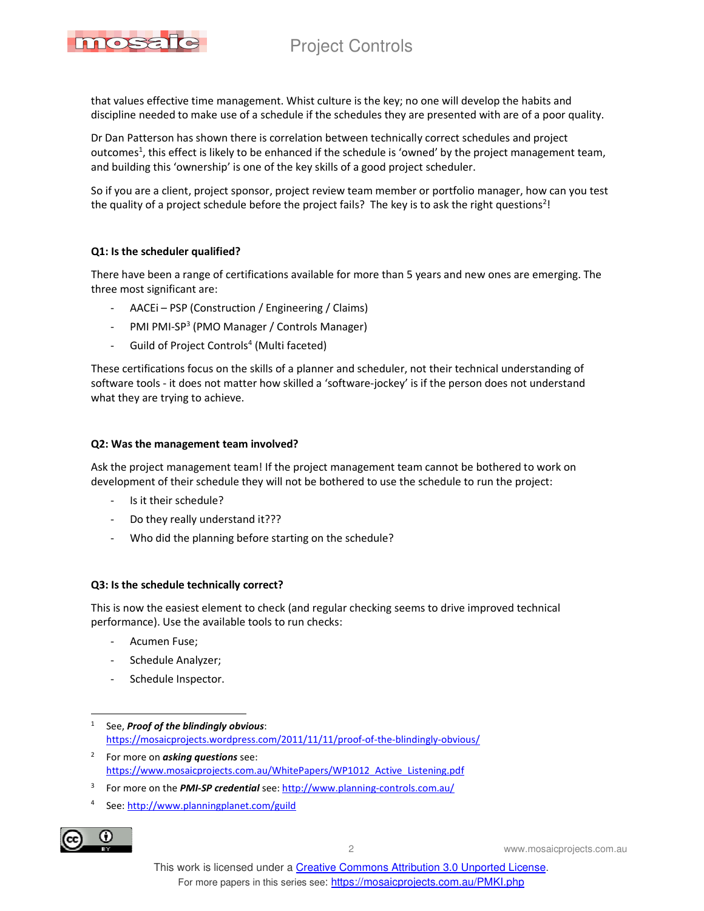that values effective time management. Whist culture is the key; no one will develop the habits and discipline needed to make use of a schedule if the schedules they are presented with are of a poor quality.

Dr Dan Patterson has shown there is correlation between technically correct schedules and project outcomes[1], this effect is likely to be enhanced if the schedule is 'owned' by the project management team, and building this 'ownership' is one of the key skills of a good project scheduler.

So if you are a client, project sponsor, project review team member or portfolio manager, how can you test the quality of a project schedule before the project fails? The key is to ask the right questions[2]!

**Q1: Is the scheduler qualified?**

There have been a range of certifications available for more than 5 years and new ones are emerging. The three most significant are:

- AACEi – PSP (Construction / Engineering / Claims)
- PMI PMI-SP[3] (PMO Manager / Controls Manager)
- Guild of Project Controls[4] (Multi faceted)

These certifications focus on the skills of a planner and scheduler, not their technical understanding of software tools - it does not matter how skilled a 'software-jockey' is if the person does not understand what they are trying to achieve.

**Q2: Was the management team involved?**

Ask the project management team! If the project management team cannot be bothered to work on development of their schedule they will not be bothered to use the schedule to run the project:

- Is it their schedule?
- Do they really understand it???
- Who did the planning before starting on the schedule?

**Q3: Is the schedule technically correct?**

This is now the easiest element to check (and regular checking seems to drive improved technical performance). Use the available tools to run checks:

- Acumen Fuse;
- Schedule Analyzer;
- Schedule Inspector.

---

[1] See, ***Proof of the blindingly obvious***: https://mosaicprojects.wordpress.com/2011/11/11/proof-of-the-blindingly-obvious/

[2] For more on ***asking questions*** see: https://www.mosaicprojects.com.au/WhitePapers/WP1012_Active_Listening.pdf

[3] For more on the ***PMI-SP credential*** see: http://www.planning-controls.com.au/

[4] See: http://www.planningplanet.com/guild

This work is licensed under a Creative Commons Attribution 3.0 Unported License.
For more papers in this series see: https://mosaicprojects.com.au/PMKI.php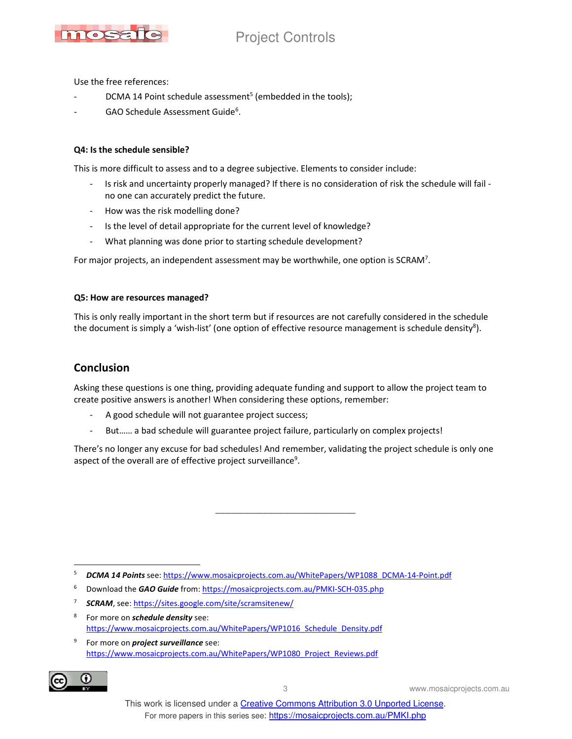Use the free references:

- DCMA 14 Point schedule assessment[5] (embedded in the tools);
- GAO Schedule Assessment Guide[6].

**Q4: Is the schedule sensible?**

This is more difficult to assess and to a degree subjective. Elements to consider include:

- Is risk and uncertainty properly managed? If there is no consideration of risk the schedule will fail - no one can accurately predict the future.
- How was the risk modelling done?
- Is the level of detail appropriate for the current level of knowledge?
- What planning was done prior to starting schedule development?

For major projects, an independent assessment may be worthwhile, one option is SCRAM[7].

**Q5: How are resources managed?**

This is only really important in the short term but if resources are not carefully considered in the schedule the document is simply a 'wish-list' (one option of effective resource management is schedule density[8]).

## Conclusion

Asking these questions is one thing, providing adequate funding and support to allow the project team to create positive answers is another! When considering these options, remember:

- A good schedule will not guarantee project success;
- But…… a bad schedule will guarantee project failure, particularly on complex projects!

There's no longer any excuse for bad schedules! And remember, validating the project schedule is only one aspect of the overall are of effective project surveillance[9].

_______________________________

5 ***DCMA 14 Points*** see: https://www.mosaicprojects.com.au/WhitePapers/WP1088_DCMA-14-Point.pdf

6 Download the ***GAO Guide*** from: https://mosaicprojects.com.au/PMKI-SCH-035.php

7 ***SCRAM***, see: https://sites.google.com/site/scramsitenew/

8 For more on ***schedule density*** see: https://www.mosaicprojects.com.au/WhitePapers/WP1016_Schedule_Density.pdf

9 For more on ***project surveillance*** see: https://www.mosaicprojects.com.au/WhitePapers/WP1080_Project_Reviews.pdf

This work is licensed under a Creative Commons Attribution 3.0 Unported License.
For more papers in this series see: https://mosaicprojects.com.au/PMKI.php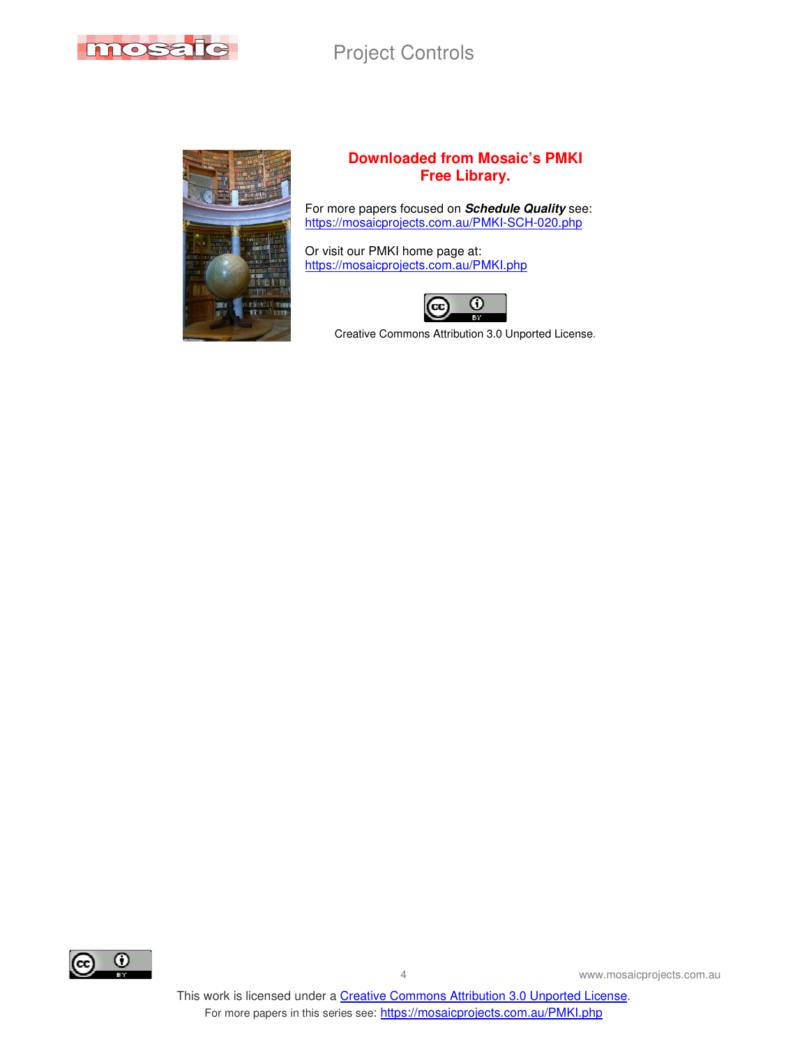**Downloaded from Mosaic's PMKI Free Library.**

For more papers focused on ***Schedule Quality*** see:
https://mosaicprojects.com.au/PMKI-SCH-020.php

Or visit our PMKI home page at:
https://mosaicprojects.com.au/PMKI.php

Creative Commons Attribution 3.0 Unported License.